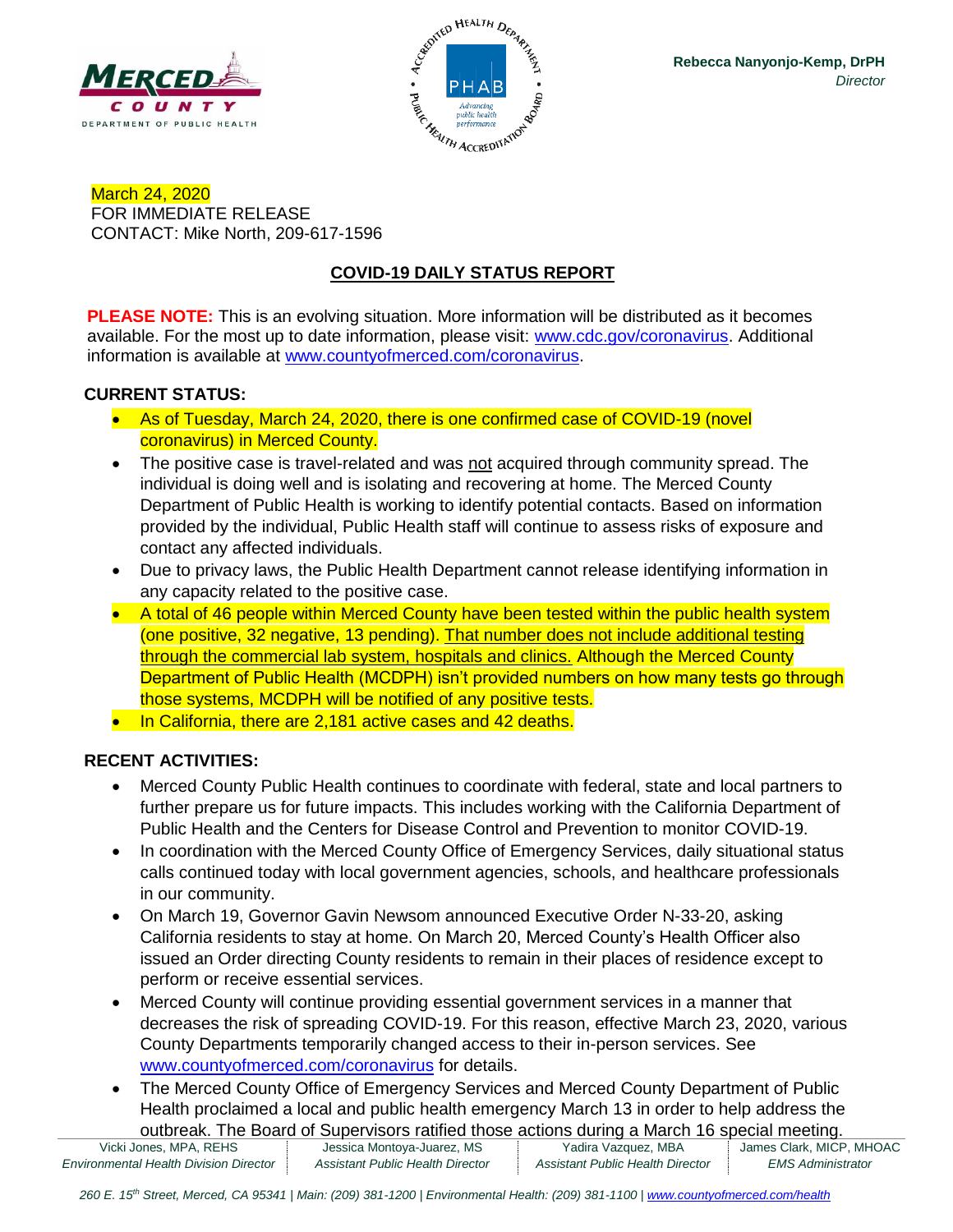MERCED COUNTY
DEPARTMENT OF PUBLIC HEALTH

Rebecca Nanyonjo-Kemp, DrPH
*Director*

March 24, 2020
FOR IMMEDIATE RELEASE
CONTACT: Mike North, 209-617-1596

## COVID-19 DAILY STATUS REPORT

**PLEASE NOTE:** This is an evolving situation. More information will be distributed as it becomes available. For the most up to date information, please visit: www.cdc.gov/coronavirus. Additional information is available at www.countyofmerced.com/coronavirus.

### CURRENT STATUS:

- As of Tuesday, March 24, 2020, there is one confirmed case of COVID-19 (novel coronavirus) in Merced County.
- The positive case is travel-related and was not acquired through community spread. The individual is doing well and is isolating and recovering at home. The Merced County Department of Public Health is working to identify potential contacts. Based on information provided by the individual, Public Health staff will continue to assess risks of exposure and contact any affected individuals.
- Due to privacy laws, the Public Health Department cannot release identifying information in any capacity related to the positive case.
- A total of 46 people within Merced County have been tested within the public health system (one positive, 32 negative, 13 pending). That number does not include additional testing through the commercial lab system, hospitals and clinics. Although the Merced County Department of Public Health (MCDPH) isn't provided numbers on how many tests go through those systems, MCDPH will be notified of any positive tests.
- In California, there are 2,181 active cases and 42 deaths.

### RECENT ACTIVITIES:

- Merced County Public Health continues to coordinate with federal, state and local partners to further prepare us for future impacts. This includes working with the California Department of Public Health and the Centers for Disease Control and Prevention to monitor COVID-19.
- In coordination with the Merced County Office of Emergency Services, daily situational status calls continued today with local government agencies, schools, and healthcare professionals in our community.
- On March 19, Governor Gavin Newsom announced Executive Order N-33-20, asking California residents to stay at home. On March 20, Merced County's Health Officer also issued an Order directing County residents to remain in their places of residence except to perform or receive essential services.
- Merced County will continue providing essential government services in a manner that decreases the risk of spreading COVID-19. For this reason, effective March 23, 2020, various County Departments temporarily changed access to their in-person services. See www.countyofmerced.com/coronavirus for details.
- The Merced County Office of Emergency Services and Merced County Department of Public Health proclaimed a local and public health emergency March 13 in order to help address the outbreak. The Board of Supervisors ratified those actions during a March 16 special meeting.

Vicki Jones, MPA, REHS — *Environmental Health Division Director*
Jessica Montoya-Juarez, MS — *Assistant Public Health Director*
Yadira Vazquez, MBA — *Assistant Public Health Director*
James Clark, MICP, MHOAC — *EMS Administrator*

*260 E. 15th Street, Merced, CA 95341 | Main: (209) 381-1200 | Environmental Health: (209) 381-1100 | www.countyofmerced.com/health*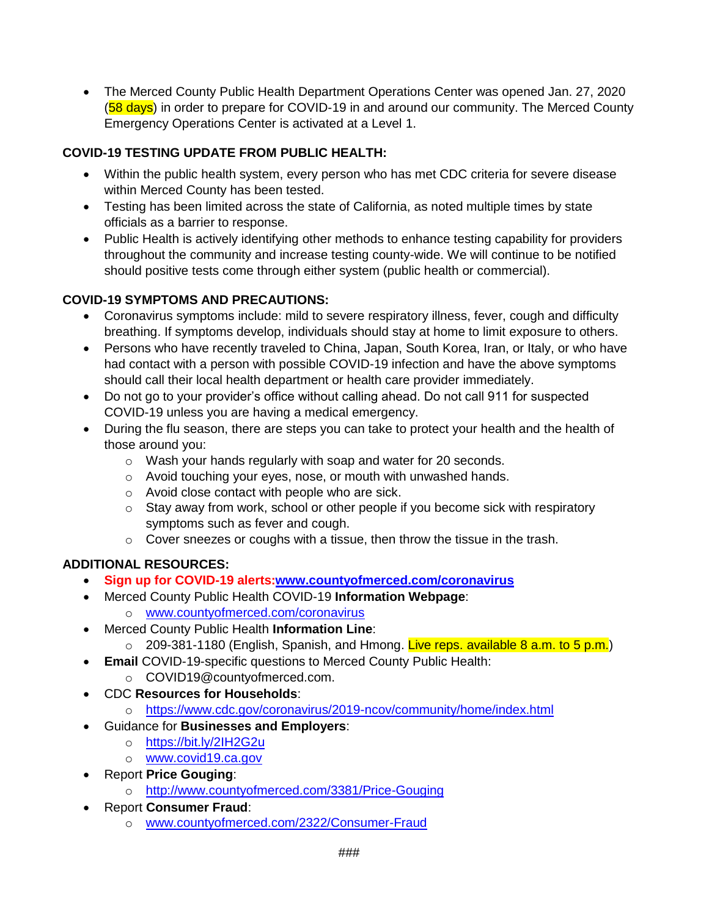- The Merced County Public Health Department Operations Center was opened Jan. 27, 2020 (58 days) in order to prepare for COVID-19 in and around our community. The Merced County Emergency Operations Center is activated at a Level 1.

**COVID-19 TESTING UPDATE FROM PUBLIC HEALTH:**

- Within the public health system, every person who has met CDC criteria for severe disease within Merced County has been tested.
- Testing has been limited across the state of California, as noted multiple times by state officials as a barrier to response.
- Public Health is actively identifying other methods to enhance testing capability for providers throughout the community and increase testing county-wide. We will continue to be notified should positive tests come through either system (public health or commercial).

**COVID-19 SYMPTOMS AND PRECAUTIONS:**

- Coronavirus symptoms include: mild to severe respiratory illness, fever, cough and difficulty breathing. If symptoms develop, individuals should stay at home to limit exposure to others.
- Persons who have recently traveled to China, Japan, South Korea, Iran, or Italy, or who have had contact with a person with possible COVID-19 infection and have the above symptoms should call their local health department or health care provider immediately.
- Do not go to your provider's office without calling ahead. Do not call 911 for suspected COVID-19 unless you are having a medical emergency.
- During the flu season, there are steps you can take to protect your health and the health of those around you:
  - Wash your hands regularly with soap and water for 20 seconds.
  - Avoid touching your eyes, nose, or mouth with unwashed hands.
  - Avoid close contact with people who are sick.
  - Stay away from work, school or other people if you become sick with respiratory symptoms such as fever and cough.
  - Cover sneezes or coughs with a tissue, then throw the tissue in the trash.

**ADDITIONAL RESOURCES:**

- **Sign up for COVID-19 alerts:www.countyofmerced.com/coronavirus**
- Merced County Public Health COVID-19 **Information Webpage**:
  - www.countyofmerced.com/coronavirus
- Merced County Public Health **Information Line**:
  - 209-381-1180 (English, Spanish, and Hmong. Live reps. available 8 a.m. to 5 p.m.)
- **Email** COVID-19-specific questions to Merced County Public Health:
  - COVID19@countyofmerced.com.
- CDC **Resources for Households**:
  - https://www.cdc.gov/coronavirus/2019-ncov/community/home/index.html
- Guidance for **Businesses and Employers**:
  - https://bit.ly/2IH2G2u
  - www.covid19.ca.gov
- Report **Price Gouging**:
  - http://www.countyofmerced.com/3381/Price-Gouging
- Report **Consumer Fraud**:
  - www.countyofmerced.com/2322/Consumer-Fraud

###